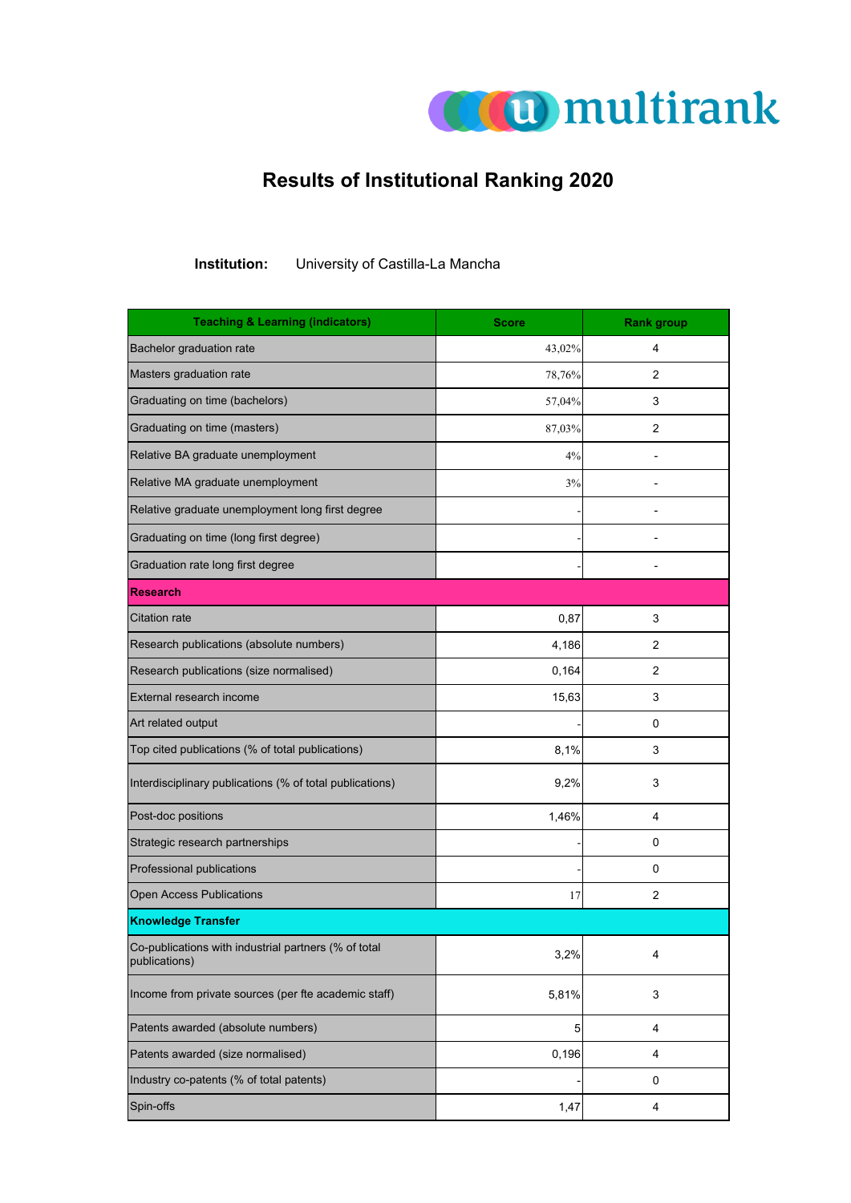# Results of Institutional Ranking 2020

**Institution:** University of Castilla-La Mancha

| Teaching & Learning (indicators) | Score | Rank group |
|---|---|---|
| Bachelor graduation rate | 43,02% | 4 |
| Masters graduation rate | 78,76% | 2 |
| Graduating on time (bachelors) | 57,04% | 3 |
| Graduating on time (masters) | 87,03% | 2 |
| Relative BA graduate unemployment | 4% | - |
| Relative MA graduate unemployment | 3% | - |
| Relative graduate unemployment long first degree | - | - |
| Graduating on time (long first degree) | - | - |
| Graduation rate long first degree | - | - |
| **Research** | | |
| Citation rate | 0,87 | 3 |
| Research publications (absolute numbers) | 4,186 | 2 |
| Research publications (size normalised) | 0,164 | 2 |
| External research income | 15,63 | 3 |
| Art related output | - | 0 |
| Top cited publications (% of total publications) | 8,1% | 3 |
| Interdisciplinary publications (% of total publications) | 9,2% | 3 |
| Post-doc positions | 1,46% | 4 |
| Strategic research partnerships | - | 0 |
| Professional publications | - | 0 |
| Open Access Publications | 17 | 2 |
| **Knowledge Transfer** | | |
| Co-publications with industrial partners (% of total publications) | 3,2% | 4 |
| Income from private sources (per fte academic staff) | 5,81% | 3 |
| Patents awarded (absolute numbers) | 5 | 4 |
| Patents awarded (size normalised) | 0,196 | 4 |
| Industry co-patents (% of total patents) | - | 0 |
| Spin-offs | 1,47 | 4 |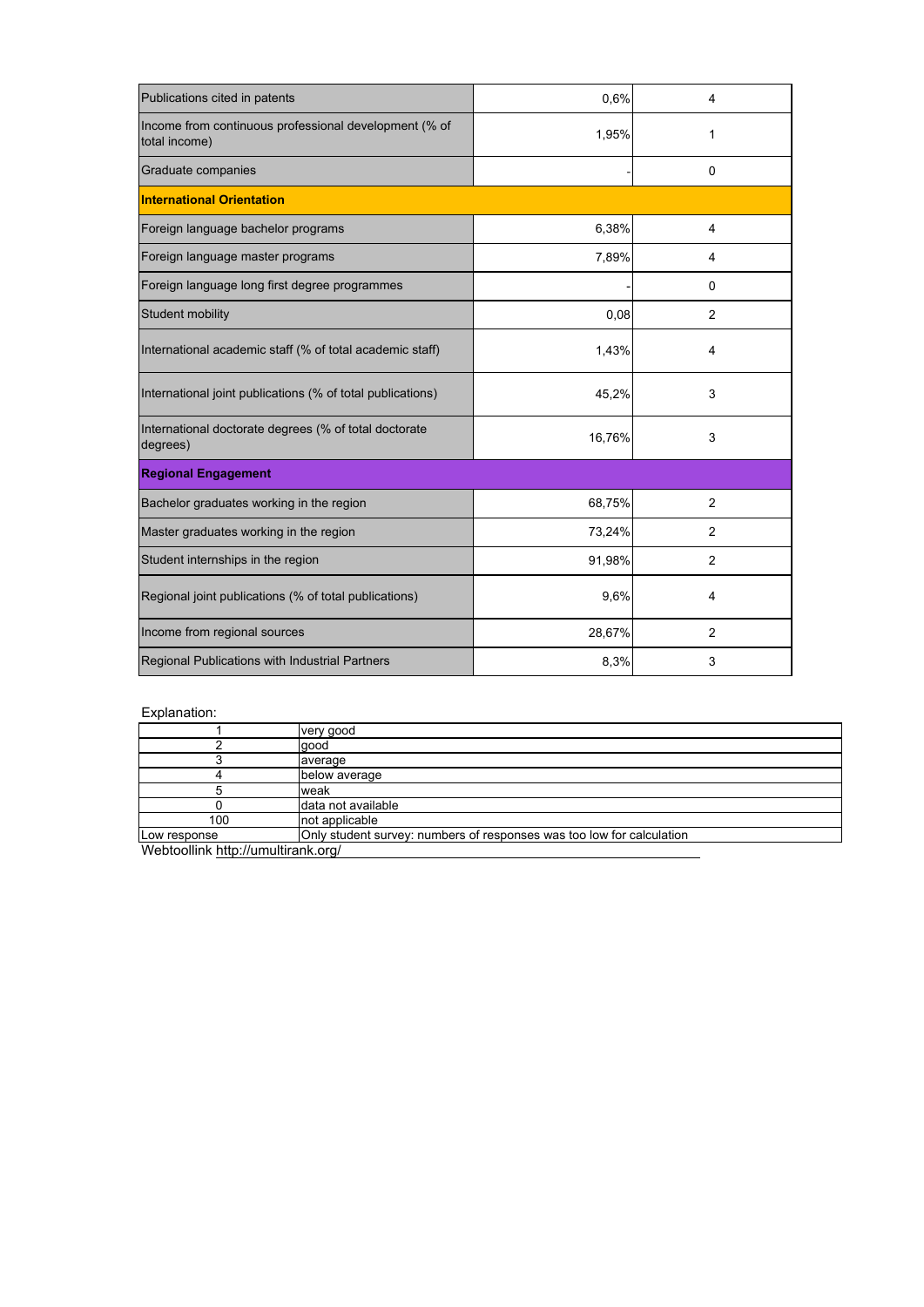| | | |
|---|---|---|
| Publications cited in patents | 0,6% | 4 |
| Income from continuous professional development (% of total income) | 1,95% | 1 |
| Graduate companies | - | 0 |
| **International Orientation** | | |
| Foreign language bachelor programs | 6,38% | 4 |
| Foreign language master programs | 7,89% | 4 |
| Foreign language long first degree programmes | - | 0 |
| Student mobility | 0,08 | 2 |
| International academic staff (% of total academic staff) | 1,43% | 4 |
| International joint publications (% of total publications) | 45,2% | 3 |
| International doctorate degrees (% of total doctorate degrees) | 16,76% | 3 |
| **Regional Engagement** | | |
| Bachelor graduates working in the region | 68,75% | 2 |
| Master graduates working in the region | 73,24% | 2 |
| Student internships in the region | 91,98% | 2 |
| Regional joint publications (% of total publications) | 9,6% | 4 |
| Income from regional sources | 28,67% | 2 |
| Regional Publications with Industrial Partners | 8,3% | 3 |

Explanation:

| | |
|---|---|
| 1 | very good |
| 2 | good |
| 3 | average |
| 4 | below average |
| 5 | weak |
| 0 | data not available |
| 100 | not applicable |
| Low response | Only student survey: numbers of responses was too low for calculation |

Webtoollink http://umultirank.org/